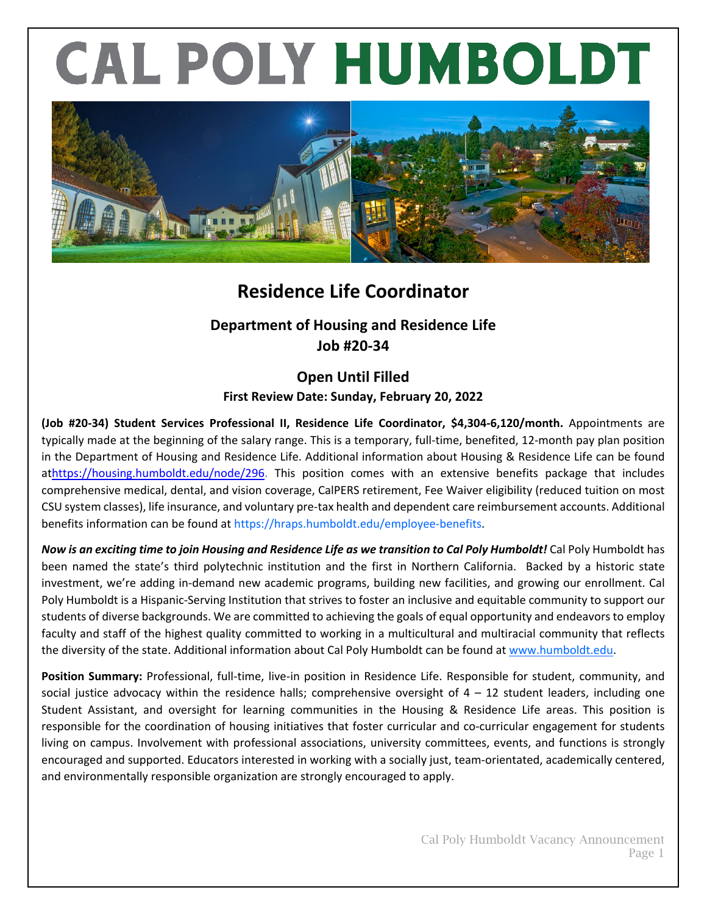# CAL POLY HUMBOLDT

## Residence Life Coordinator

### Department of Housing and Residence Life
### Job #20-34

### Open Until Filled
**First Review Date: Sunday, February 20, 2022**

**(Job #20-34) Student Services Professional II, Residence Life Coordinator, $4,304-6,120/month.** Appointments are typically made at the beginning of the salary range. This is a temporary, full-time, benefited, 12-month pay plan position in the Department of Housing and Residence Life. Additional information about Housing & Residence Life can be found athttps://housing.humboldt.edu/node/296. This position comes with an extensive benefits package that includes comprehensive medical, dental, and vision coverage, CalPERS retirement, Fee Waiver eligibility (reduced tuition on most CSU system classes), life insurance, and voluntary pre-tax health and dependent care reimbursement accounts. Additional benefits information can be found at https://hraps.humboldt.edu/employee-benefits.

***Now is an exciting time to join Housing and Residence Life as we transition to Cal Poly Humboldt!*** Cal Poly Humboldt has been named the state's third polytechnic institution and the first in Northern California. Backed by a historic state investment, we're adding in-demand new academic programs, building new facilities, and growing our enrollment. Cal Poly Humboldt is a Hispanic-Serving Institution that strives to foster an inclusive and equitable community to support our students of diverse backgrounds. We are committed to achieving the goals of equal opportunity and endeavors to employ faculty and staff of the highest quality committed to working in a multicultural and multiracial community that reflects the diversity of the state. Additional information about Cal Poly Humboldt can be found at www.humboldt.edu.

**Position Summary:** Professional, full-time, live-in position in Residence Life. Responsible for student, community, and social justice advocacy within the residence halls; comprehensive oversight of 4 – 12 student leaders, including one Student Assistant, and oversight for learning communities in the Housing & Residence Life areas. This position is responsible for the coordination of housing initiatives that foster curricular and co-curricular engagement for students living on campus. Involvement with professional associations, university committees, events, and functions is strongly encouraged and supported. Educators interested in working with a socially just, team-orientated, academically centered, and environmentally responsible organization are strongly encouraged to apply.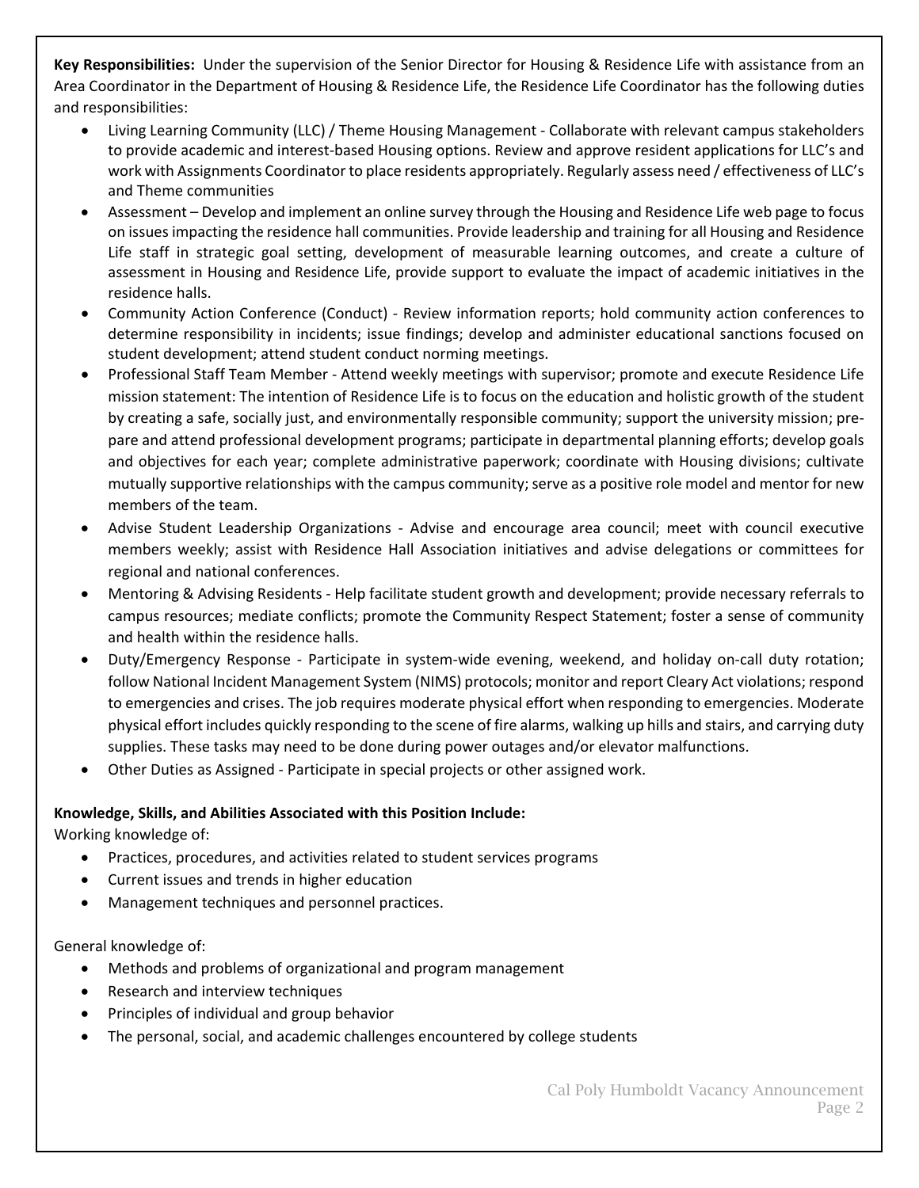**Key Responsibilities:** Under the supervision of the Senior Director for Housing & Residence Life with assistance from an Area Coordinator in the Department of Housing & Residence Life, the Residence Life Coordinator has the following duties and responsibilities:

- Living Learning Community (LLC) / Theme Housing Management - Collaborate with relevant campus stakeholders to provide academic and interest-based Housing options. Review and approve resident applications for LLC's and work with Assignments Coordinator to place residents appropriately. Regularly assess need / effectiveness of LLC's and Theme communities
- Assessment – Develop and implement an online survey through the Housing and Residence Life web page to focus on issues impacting the residence hall communities. Provide leadership and training for all Housing and Residence Life staff in strategic goal setting, development of measurable learning outcomes, and create a culture of assessment in Housing and Residence Life, provide support to evaluate the impact of academic initiatives in the residence halls.
- Community Action Conference (Conduct) - Review information reports; hold community action conferences to determine responsibility in incidents; issue findings; develop and administer educational sanctions focused on student development; attend student conduct norming meetings.
- Professional Staff Team Member - Attend weekly meetings with supervisor; promote and execute Residence Life mission statement: The intention of Residence Life is to focus on the education and holistic growth of the student by creating a safe, socially just, and environmentally responsible community; support the university mission; prepare and attend professional development programs; participate in departmental planning efforts; develop goals and objectives for each year; complete administrative paperwork; coordinate with Housing divisions; cultivate mutually supportive relationships with the campus community; serve as a positive role model and mentor for new members of the team.
- Advise Student Leadership Organizations - Advise and encourage area council; meet with council executive members weekly; assist with Residence Hall Association initiatives and advise delegations or committees for regional and national conferences.
- Mentoring & Advising Residents - Help facilitate student growth and development; provide necessary referrals to campus resources; mediate conflicts; promote the Community Respect Statement; foster a sense of community and health within the residence halls.
- Duty/Emergency Response - Participate in system-wide evening, weekend, and holiday on-call duty rotation; follow National Incident Management System (NIMS) protocols; monitor and report Cleary Act violations; respond to emergencies and crises. The job requires moderate physical effort when responding to emergencies. Moderate physical effort includes quickly responding to the scene of fire alarms, walking up hills and stairs, and carrying duty supplies. These tasks may need to be done during power outages and/or elevator malfunctions.
- Other Duties as Assigned - Participate in special projects or other assigned work.

**Knowledge, Skills, and Abilities Associated with this Position Include:**

Working knowledge of:

- Practices, procedures, and activities related to student services programs
- Current issues and trends in higher education
- Management techniques and personnel practices.

General knowledge of:

- Methods and problems of organizational and program management
- Research and interview techniques
- Principles of individual and group behavior
- The personal, social, and academic challenges encountered by college students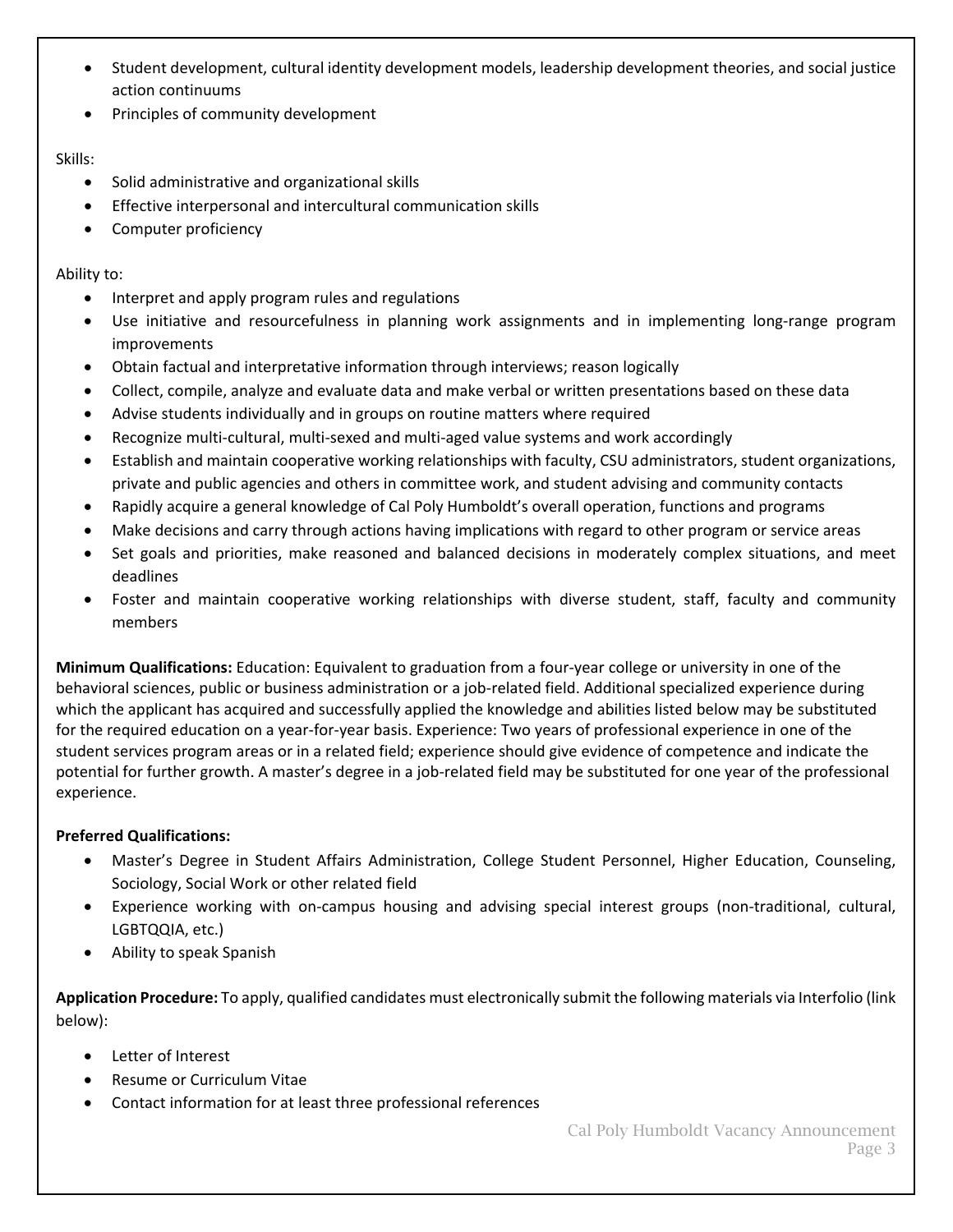- Student development, cultural identity development models, leadership development theories, and social justice action continuums
- Principles of community development

Skills:

- Solid administrative and organizational skills
- Effective interpersonal and intercultural communication skills
- Computer proficiency

Ability to:

- Interpret and apply program rules and regulations
- Use initiative and resourcefulness in planning work assignments and in implementing long-range program improvements
- Obtain factual and interpretative information through interviews; reason logically
- Collect, compile, analyze and evaluate data and make verbal or written presentations based on these data
- Advise students individually and in groups on routine matters where required
- Recognize multi-cultural, multi-sexed and multi-aged value systems and work accordingly
- Establish and maintain cooperative working relationships with faculty, CSU administrators, student organizations, private and public agencies and others in committee work, and student advising and community contacts
- Rapidly acquire a general knowledge of Cal Poly Humboldt's overall operation, functions and programs
- Make decisions and carry through actions having implications with regard to other program or service areas
- Set goals and priorities, make reasoned and balanced decisions in moderately complex situations, and meet deadlines
- Foster and maintain cooperative working relationships with diverse student, staff, faculty and community members

**Minimum Qualifications:** Education: Equivalent to graduation from a four-year college or university in one of the behavioral sciences, public or business administration or a job-related field. Additional specialized experience during which the applicant has acquired and successfully applied the knowledge and abilities listed below may be substituted for the required education on a year-for-year basis. Experience: Two years of professional experience in one of the student services program areas or in a related field; experience should give evidence of competence and indicate the potential for further growth. A master's degree in a job-related field may be substituted for one year of the professional experience.

**Preferred Qualifications:**

- Master's Degree in Student Affairs Administration, College Student Personnel, Higher Education, Counseling, Sociology, Social Work or other related field
- Experience working with on-campus housing and advising special interest groups (non-traditional, cultural, LGBTQQIA, etc.)
- Ability to speak Spanish

**Application Procedure:** To apply, qualified candidates must electronically submit the following materials via Interfolio (link below):

- Letter of Interest
- Resume or Curriculum Vitae
- Contact information for at least three professional references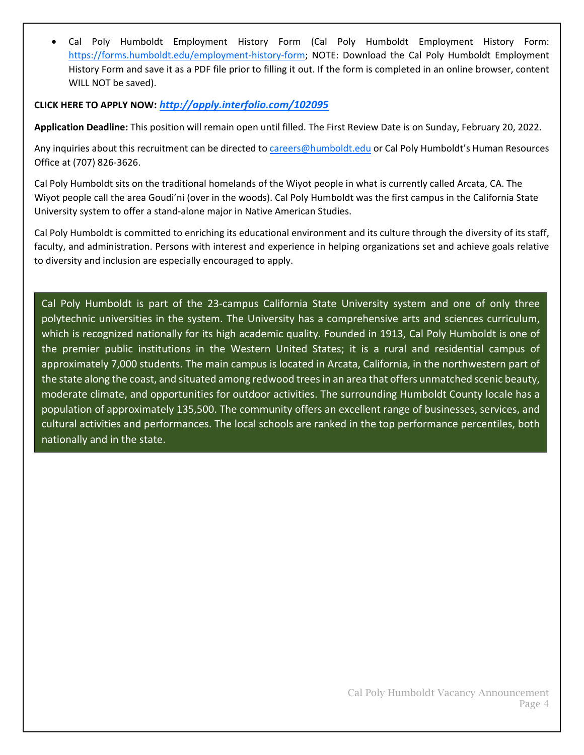- Cal Poly Humboldt Employment History Form (Cal Poly Humboldt Employment History Form: https://forms.humboldt.edu/employment-history-form; NOTE: Download the Cal Poly Humboldt Employment History Form and save it as a PDF file prior to filling it out. If the form is completed in an online browser, content WILL NOT be saved).

**CLICK HERE TO APPLY NOW:** ***http://apply.interfolio.com/102095***

**Application Deadline:** This position will remain open until filled. The First Review Date is on Sunday, February 20, 2022.

Any inquiries about this recruitment can be directed to careers@humboldt.edu or Cal Poly Humboldt's Human Resources Office at (707) 826-3626.

Cal Poly Humboldt sits on the traditional homelands of the Wiyot people in what is currently called Arcata, CA. The Wiyot people call the area Goudi'ni (over in the woods). Cal Poly Humboldt was the first campus in the California State University system to offer a stand-alone major in Native American Studies.

Cal Poly Humboldt is committed to enriching its educational environment and its culture through the diversity of its staff, faculty, and administration. Persons with interest and experience in helping organizations set and achieve goals relative to diversity and inclusion are especially encouraged to apply.

Cal Poly Humboldt is part of the 23-campus California State University system and one of only three polytechnic universities in the system. The University has a comprehensive arts and sciences curriculum, which is recognized nationally for its high academic quality. Founded in 1913, Cal Poly Humboldt is one of the premier public institutions in the Western United States; it is a rural and residential campus of approximately 7,000 students. The main campus is located in Arcata, California, in the northwestern part of the state along the coast, and situated among redwood trees in an area that offers unmatched scenic beauty, moderate climate, and opportunities for outdoor activities. The surrounding Humboldt County locale has a population of approximately 135,500. The community offers an excellent range of businesses, services, and cultural activities and performances. The local schools are ranked in the top performance percentiles, both nationally and in the state.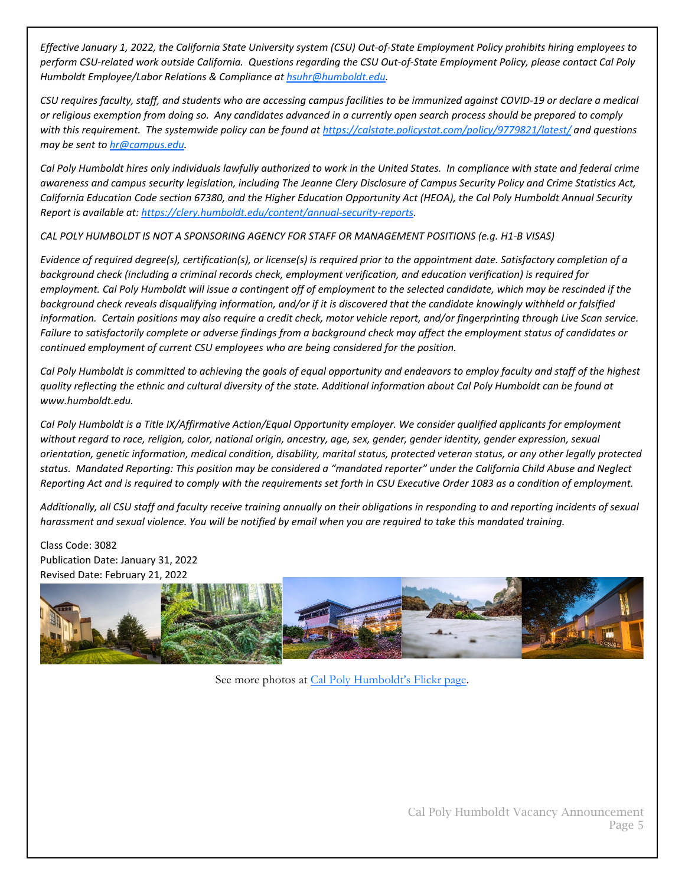*Effective January 1, 2022, the California State University system (CSU) Out-of-State Employment Policy prohibits hiring employees to perform CSU-related work outside California. Questions regarding the CSU Out-of-State Employment Policy, please contact Cal Poly Humboldt Employee/Labor Relations & Compliance at [hsuhr@humboldt.edu](mailto:hsuhr@humboldt.edu).*

*CSU requires faculty, staff, and students who are accessing campus facilities to be immunized against COVID-19 or declare a medical or religious exemption from doing so. Any candidates advanced in a currently open search process should be prepared to comply with this requirement. The systemwide policy can be found at [https://calstate.policystat.com/policy/9779821/latest/](https://calstate.policystat.com/policy/9779821/latest/) and questions may be sent to [hr@campus.edu](mailto:hr@campus.edu).*

*Cal Poly Humboldt hires only individuals lawfully authorized to work in the United States. In compliance with state and federal crime awareness and campus security legislation, including The Jeanne Clery Disclosure of Campus Security Policy and Crime Statistics Act, California Education Code section 67380, and the Higher Education Opportunity Act (HEOA), the Cal Poly Humboldt Annual Security Report is available at: [https://clery.humboldt.edu/content/annual-security-reports](https://clery.humboldt.edu/content/annual-security-reports).*

*CAL POLY HUMBOLDT IS NOT A SPONSORING AGENCY FOR STAFF OR MANAGEMENT POSITIONS (e.g. H1-B VISAS)*

*Evidence of required degree(s), certification(s), or license(s) is required prior to the appointment date. Satisfactory completion of a background check (including a criminal records check, employment verification, and education verification) is required for employment. Cal Poly Humboldt will issue a contingent off of employment to the selected candidate, which may be rescinded if the background check reveals disqualifying information, and/or if it is discovered that the candidate knowingly withheld or falsified information. Certain positions may also require a credit check, motor vehicle report, and/or fingerprinting through Live Scan service. Failure to satisfactorily complete or adverse findings from a background check may affect the employment status of candidates or continued employment of current CSU employees who are being considered for the position.*

*Cal Poly Humboldt is committed to achieving the goals of equal opportunity and endeavors to employ faculty and staff of the highest quality reflecting the ethnic and cultural diversity of the state. Additional information about Cal Poly Humboldt can be found at www.humboldt.edu.*

*Cal Poly Humboldt is a Title IX/Affirmative Action/Equal Opportunity employer. We consider qualified applicants for employment without regard to race, religion, color, national origin, ancestry, age, sex, gender, gender identity, gender expression, sexual orientation, genetic information, medical condition, disability, marital status, protected veteran status, or any other legally protected status. Mandated Reporting: This position may be considered a "mandated reporter" under the California Child Abuse and Neglect Reporting Act and is required to comply with the requirements set forth in CSU Executive Order 1083 as a condition of employment.*

*Additionally, all CSU staff and faculty receive training annually on their obligations in responding to and reporting incidents of sexual harassment and sexual violence. You will be notified by email when you are required to take this mandated training.*

Class Code: 3082
Publication Date: January 31, 2022
Revised Date: February 21, 2022

See more photos at Cal Poly Humboldt's Flickr page.